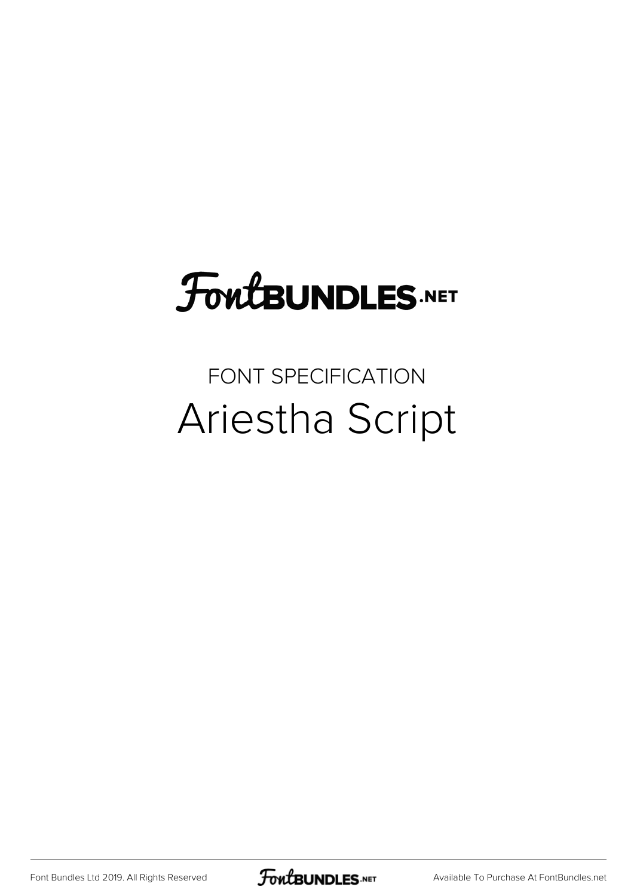FontBUNDLES.NET

FONT SPECIFICATION

# Ariestha Script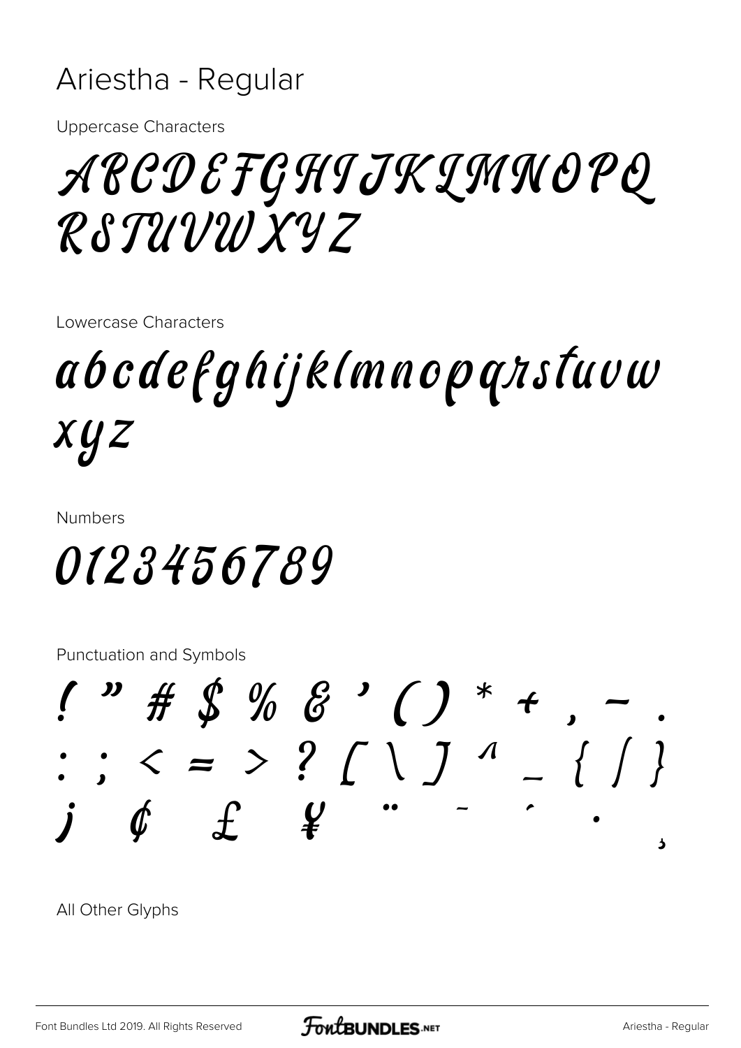# Ariestha - Regular

Uppercase Characters

ABCDEFGHIJKLMNOPQ
RSTUVWXYZ

Lowercase Characters

abcdefghijklmnopqrstuvw
xyz

Numbers

0123456789

Punctuation and Symbols

! " # $ % & ' ( ) * + , - .
: ; < = > ? [ \ ] ^ _ { | }
¡ ¢ £ ¥ ¨ ¯ ´ · ¸

All Other Glyphs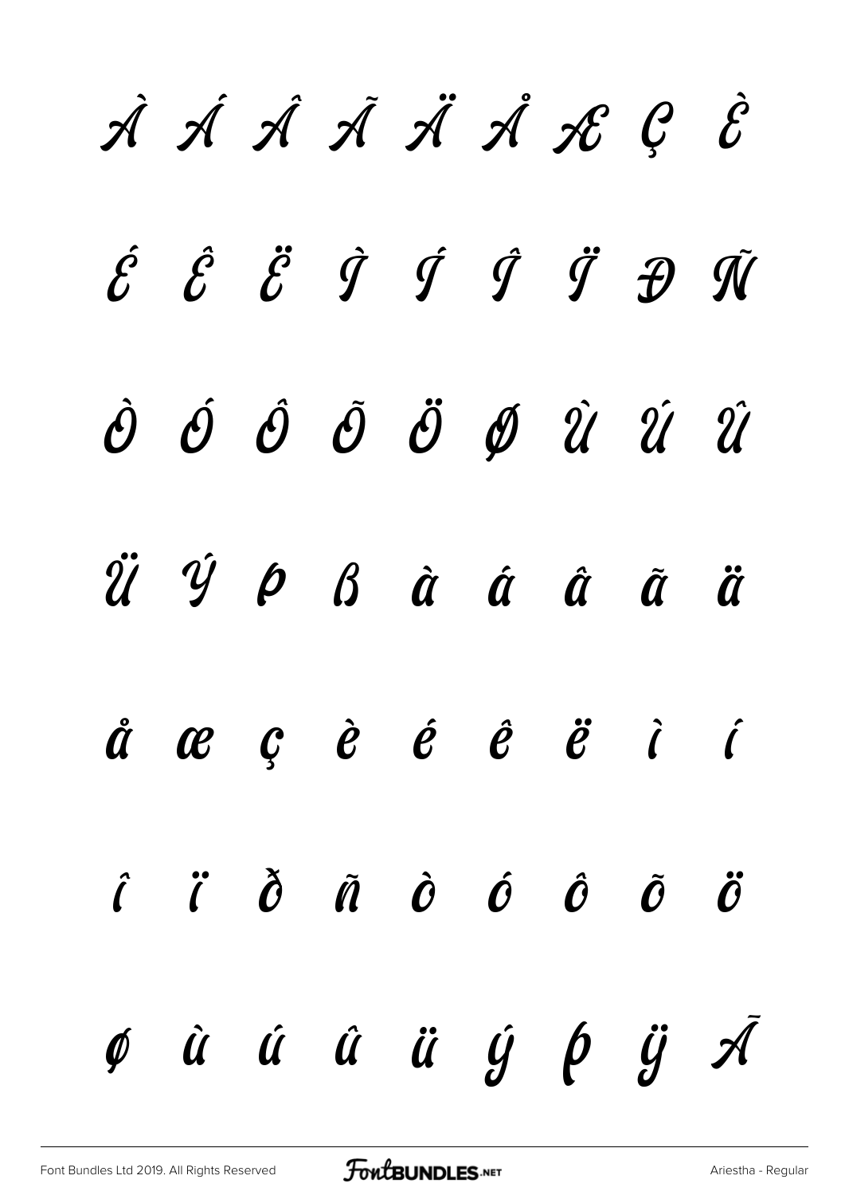À Á Â Ã Ä Å Æ Ç È

É Ê Ë Ì Í Î Ï Ð Ñ

Ò Ó Ô Õ Ö Ø Ù Ú Û

Ü Ý Þ ß à á â ã ä

å æ ç è é ê ë ì í

î ï ð ñ ò ó ô õ ö

ø ù ú û ü ý þ ÿ Ā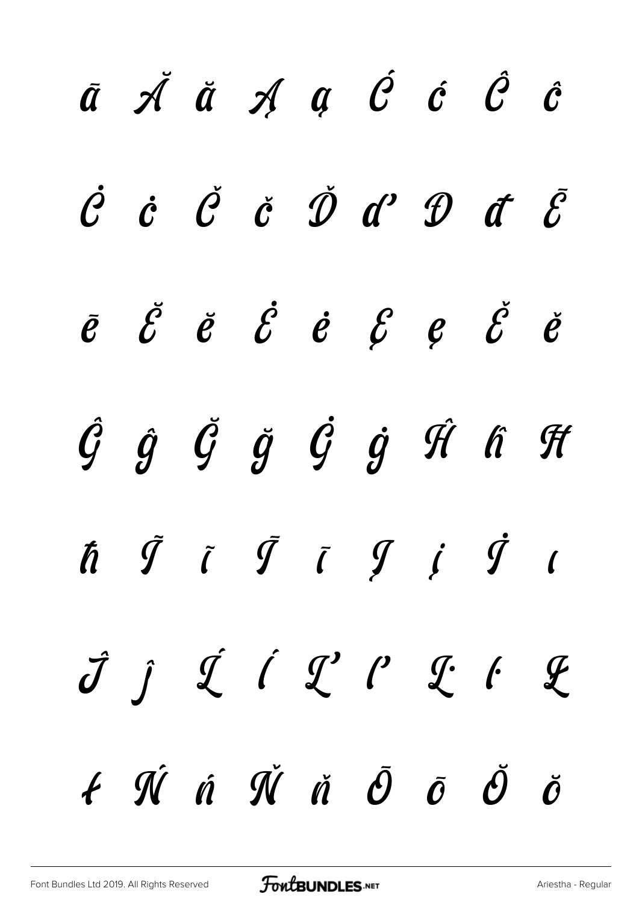ā Ă ă Ą ą Ć ć Ĉ ĉ

Ċ ċ Č č Ď ď Đ đ Ē

ē Ĕ ĕ Ė ė Ę ę Ě ě

Ĝ ĝ Ğ ğ Ġ ġ Ĥ ĥ Ħ

ħ Ĩ ĩ Ī ī Į į İ ı

Ĵ ĵ Ĺ ĺ Ľ ľ Ŀ ŀ Ł

ł Ń ń Ň ň Ō ō Ŏ ŏ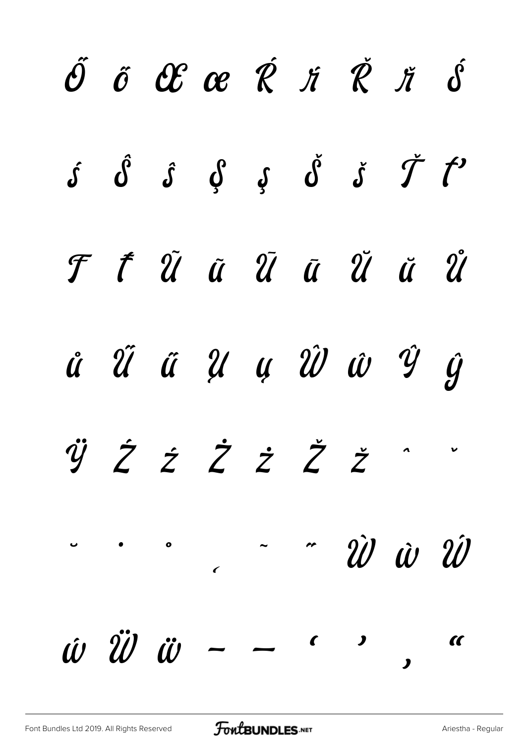Ő ő Œ œ Ŕ ŕ Ř ř Ś

ś Ŝ ŝ Ş ş Š š Ť ť

Ŧ ŧ Ũ ũ Ū ū Ŭ ŭ Ů

ů Ű ű Ų ų Ŵ ŵ Ŷ ŷ

Ÿ Ź ź Ż ż Ž ž ˆ ˇ

˘ ˙ ˚ ˛ ˜ ˝ Ẁ ẁ Ẃ

ẃ Ẅ ẅ – — ‘ ’ ‚ “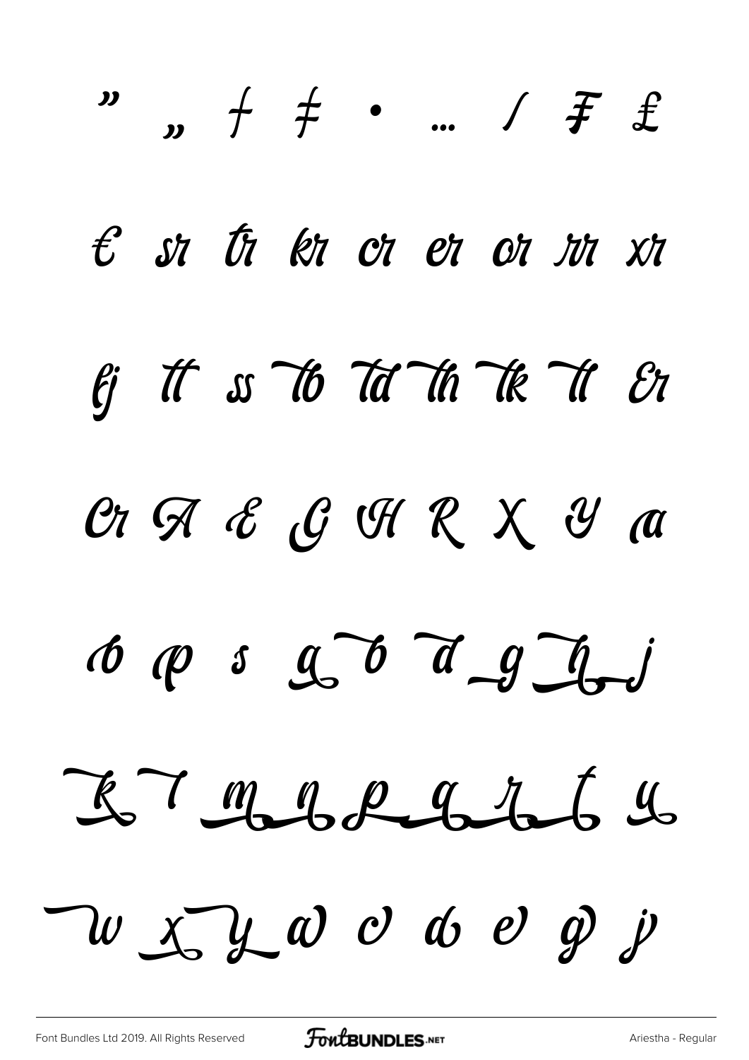” „ † ‡ • … ⁄ ₣ ₤

€ sr tr kr cr er or rr xr

fj tt ss Tb Td Th Tk Tt Er

Cr A E G H R X Y a

b p s g b d g h j

k l m n p q r t u

w x y a c d e g j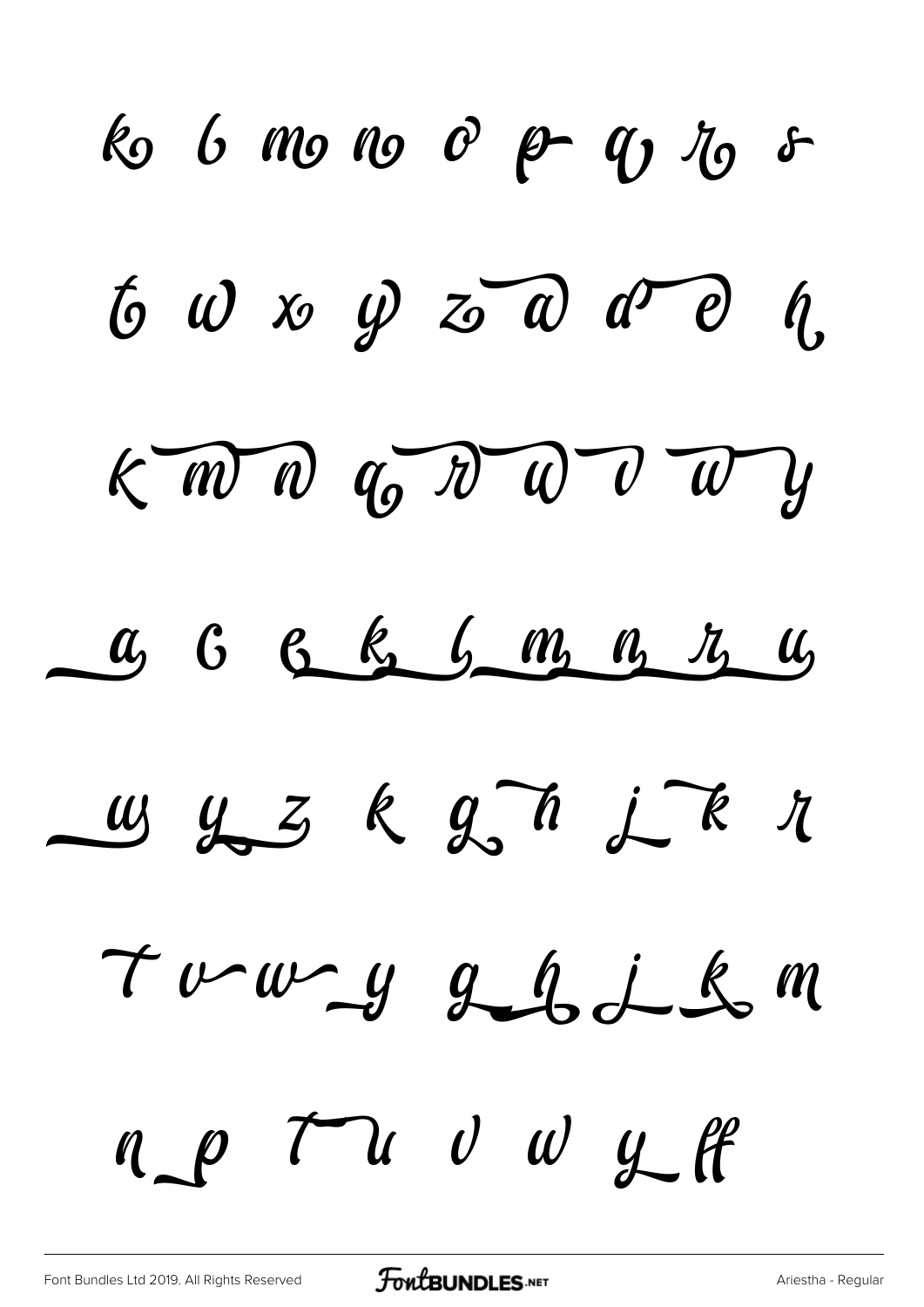k b m n o p q r s

t w x y z a d e h

k m n q r u v w y

a c e k l m n r u

w y z k g h j k r

T v w y g h j k m

n p T u v w y ff